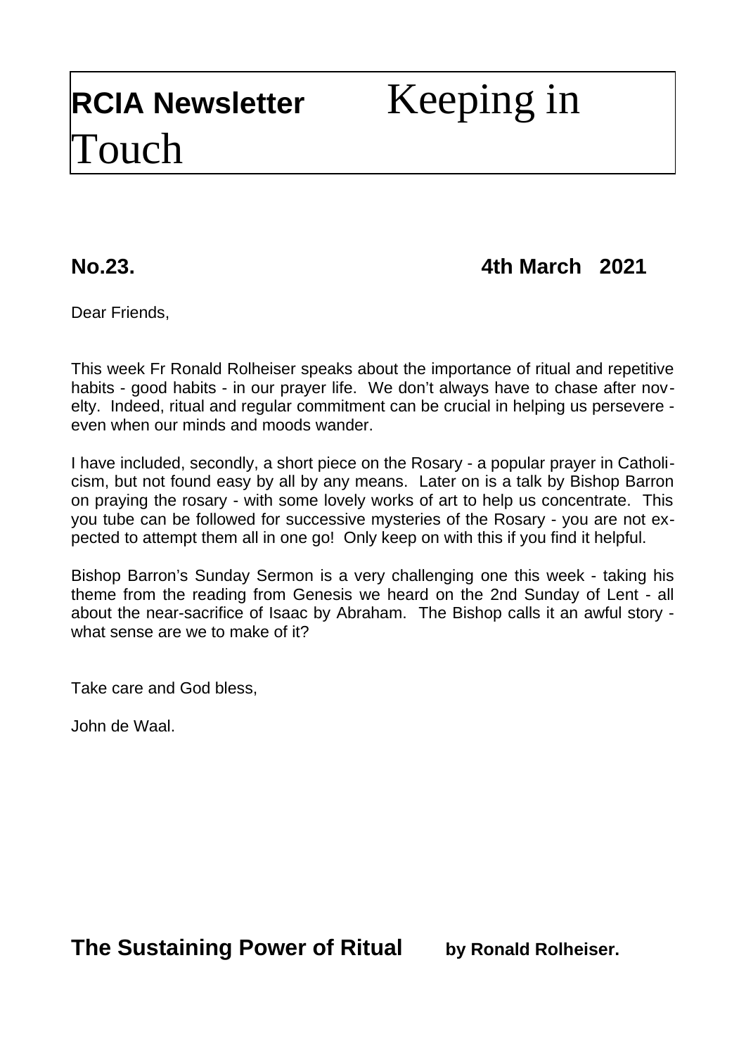# RCIA Newsletter Keeping in Touch

**No.23. 4th March 2021**

Dear Friends,

This week Fr Ronald Rolheiser speaks about the importance of ritual and repetitive habits - good habits - in our prayer life. We don't always have to chase after novelty. Indeed, ritual and regular commitment can be crucial in helping us persevere - even when our minds and moods wander.

I have included, secondly, a short piece on the Rosary - a popular prayer in Catholicism, but not found easy by all by any means. Later on is a talk by Bishop Barron on praying the rosary - with some lovely works of art to help us concentrate. This you tube can be followed for successive mysteries of the Rosary - you are not expected to attempt them all in one go! Only keep on with this if you find it helpful.

Bishop Barron's Sunday Sermon is a very challenging one this week - taking his theme from the reading from Genesis we heard on the 2nd Sunday of Lent - all about the near-sacrifice of Isaac by Abraham. The Bishop calls it an awful story - what sense are we to make of it?

Take care and God bless,

John de Waal.

## The Sustaining Power of Ritual **by Ronald Rolheiser.**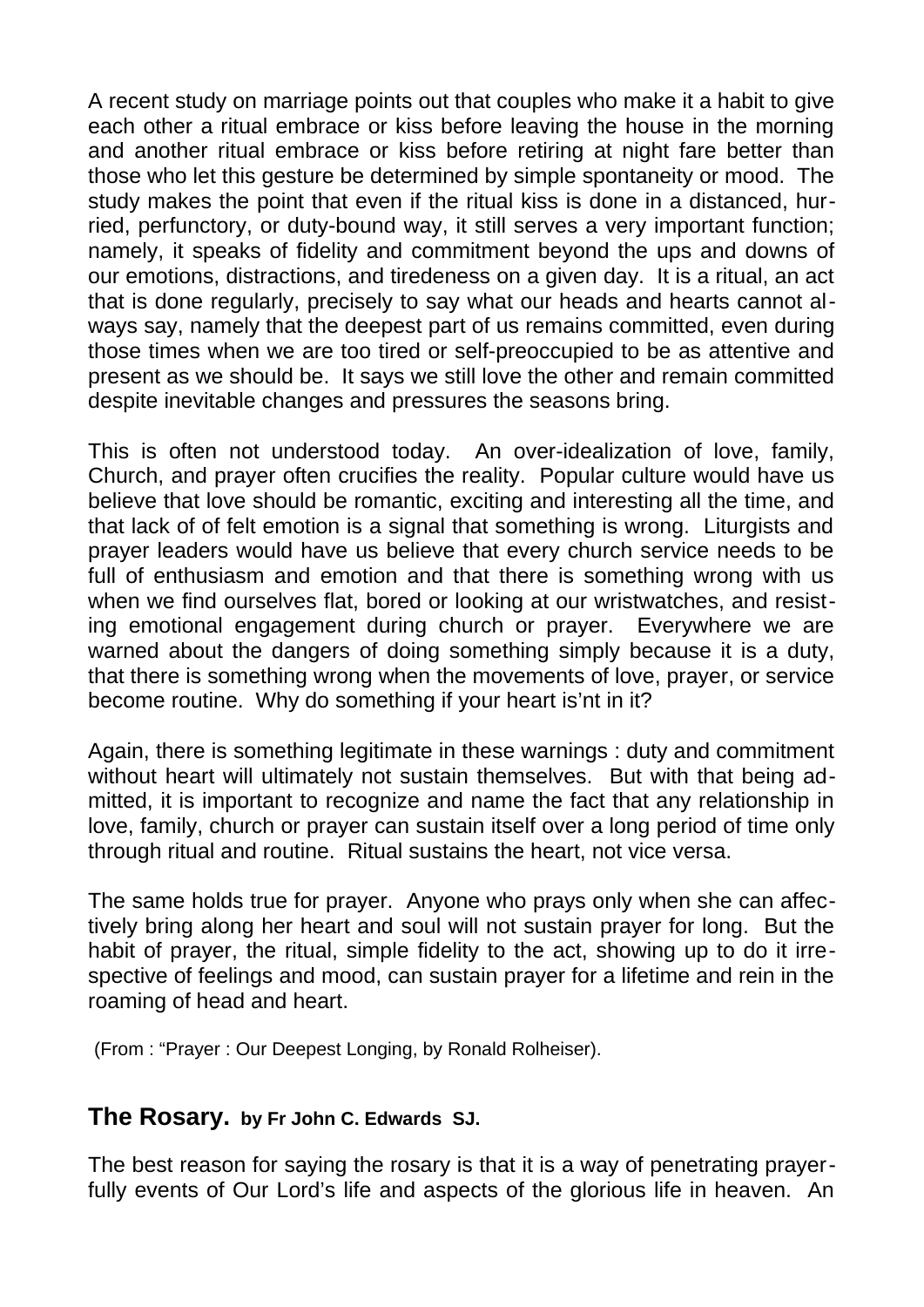A recent study on marriage points out that couples who make it a habit to give each other a ritual embrace or kiss before leaving the house in the morning and another ritual embrace or kiss before retiring at night fare better than those who let this gesture be determined by simple spontaneity or mood. The study makes the point that even if the ritual kiss is done in a distanced, hurried, perfunctory, or duty-bound way, it still serves a very important function; namely, it speaks of fidelity and commitment beyond the ups and downs of our emotions, distractions, and tiredeness on a given day. It is a ritual, an act that is done regularly, precisely to say what our heads and hearts cannot always say, namely that the deepest part of us remains committed, even during those times when we are too tired or self-preoccupied to be as attentive and present as we should be. It says we still love the other and remain committed despite inevitable changes and pressures the seasons bring.

This is often not understood today. An over-idealization of love, family, Church, and prayer often crucifies the reality. Popular culture would have us believe that love should be romantic, exciting and interesting all the time, and that lack of of felt emotion is a signal that something is wrong. Liturgists and prayer leaders would have us believe that every church service needs to be full of enthusiasm and emotion and that there is something wrong with us when we find ourselves flat, bored or looking at our wristwatches, and resisting emotional engagement during church or prayer. Everywhere we are warned about the dangers of doing something simply because it is a duty, that there is something wrong when the movements of love, prayer, or service become routine. Why do something if your heart is'nt in it?

Again, there is something legitimate in these warnings : duty and commitment without heart will ultimately not sustain themselves. But with that being admitted, it is important to recognize and name the fact that any relationship in love, family, church or prayer can sustain itself over a long period of time only through ritual and routine. Ritual sustains the heart, not vice versa.

The same holds true for prayer. Anyone who prays only when she can affectively bring along her heart and soul will not sustain prayer for long. But the habit of prayer, the ritual, simple fidelity to the act, showing up to do it irrespective of feelings and mood, can sustain prayer for a lifetime and rein in the roaming of head and heart.

(From : "Prayer : Our Deepest Longing, by Ronald Rolheiser).

## The Rosary. by Fr John C. Edwards SJ.

The best reason for saying the rosary is that it is a way of penetrating prayerfully events of Our Lord's life and aspects of the glorious life in heaven. An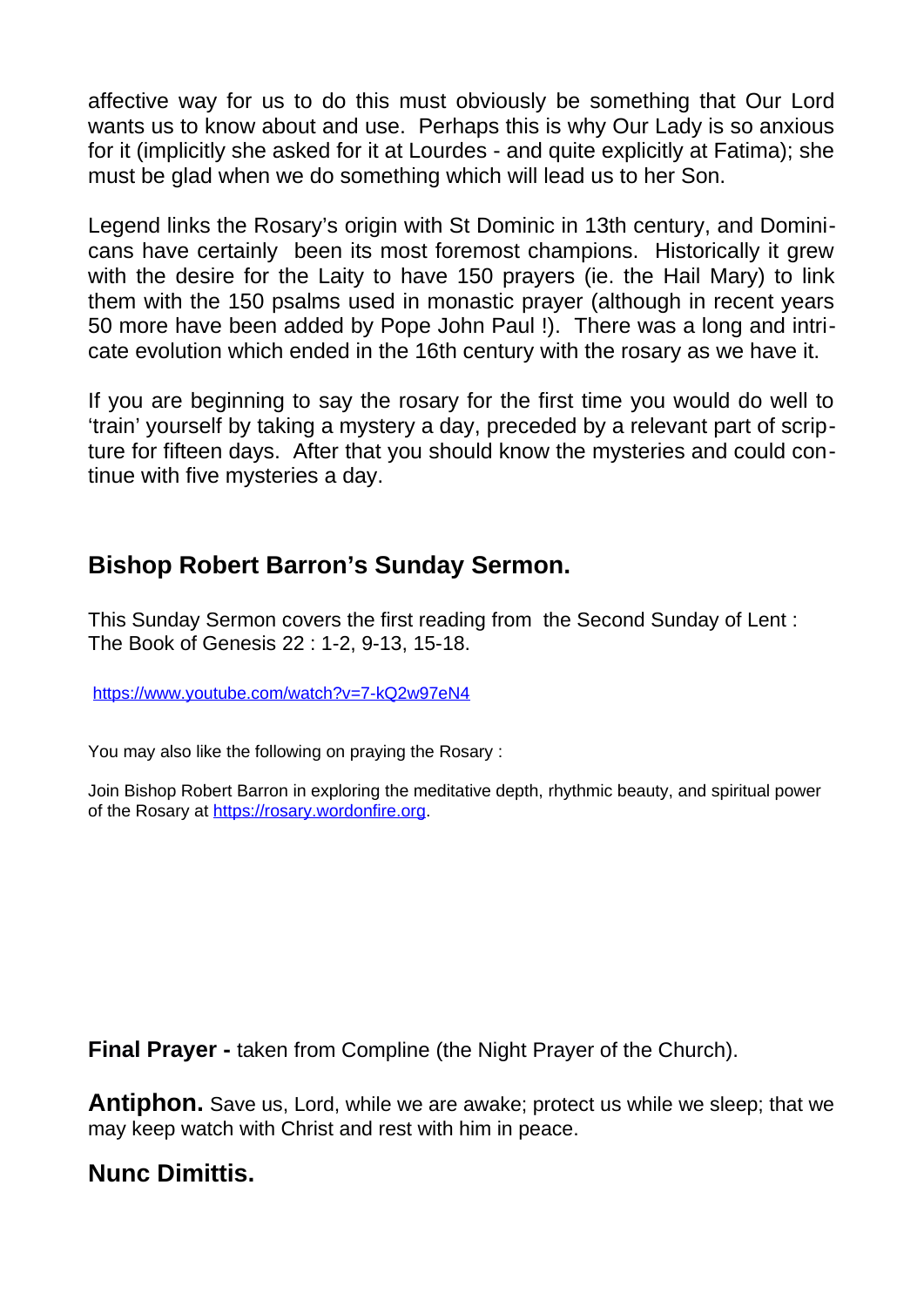affective way for us to do this must obviously be something that Our Lord wants us to know about and use. Perhaps this is why Our Lady is so anxious for it (implicitly she asked for it at Lourdes - and quite explicitly at Fatima); she must be glad when we do something which will lead us to her Son.

Legend links the Rosary's origin with St Dominic in 13th century, and Dominicans have certainly been its most foremost champions. Historically it grew with the desire for the Laity to have 150 prayers (ie. the Hail Mary) to link them with the 150 psalms used in monastic prayer (although in recent years 50 more have been added by Pope John Paul !). There was a long and intricate evolution which ended in the 16th century with the rosary as we have it.

If you are beginning to say the rosary for the first time you would do well to 'train' yourself by taking a mystery a day, preceded by a relevant part of scripture for fifteen days. After that you should know the mysteries and could continue with five mysteries a day.

## Bishop Robert Barron's Sunday Sermon.

This Sunday Sermon covers the first reading from the Second Sunday of Lent :
The Book of Genesis 22 : 1-2, 9-13, 15-18.

https://www.youtube.com/watch?v=7-kQ2w97eN4

You may also like the following on praying the Rosary :

Join Bishop Robert Barron in exploring the meditative depth, rhythmic beauty, and spiritual power of the Rosary at https://rosary.wordonfire.org.

**Final Prayer -** taken from Compline (the Night Prayer of the Church).

**Antiphon.** Save us, Lord, while we are awake; protect us while we sleep; that we may keep watch with Christ and rest with him in peace.

## Nunc Dimittis.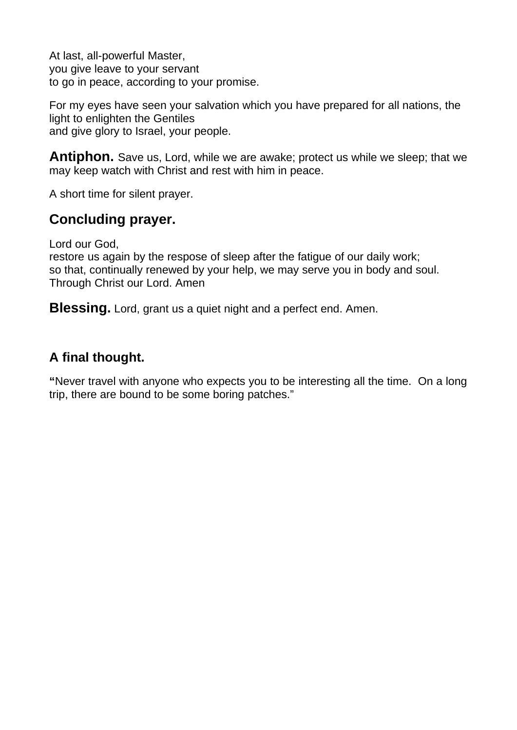At last, all-powerful Master,
you give leave to your servant
to go in peace, according to your promise.

For my eyes have seen your salvation which you have prepared for all nations, the light to enlighten the Gentiles
and give glory to Israel, your people.

**Antiphon.** Save us, Lord, while we are awake; protect us while we sleep; that we may keep watch with Christ and rest with him in peace.

A short time for silent prayer.

## Concluding prayer.

Lord our God,
restore us again by the respose of sleep after the fatigue of our daily work;
so that, continually renewed by your help, we may serve you in body and soul.
Through Christ our Lord. Amen

**Blessing.** Lord, grant us a quiet night and a perfect end. Amen.

### A final thought.

**"**Never travel with anyone who expects you to be interesting all the time. On a long trip, there are bound to be some boring patches."